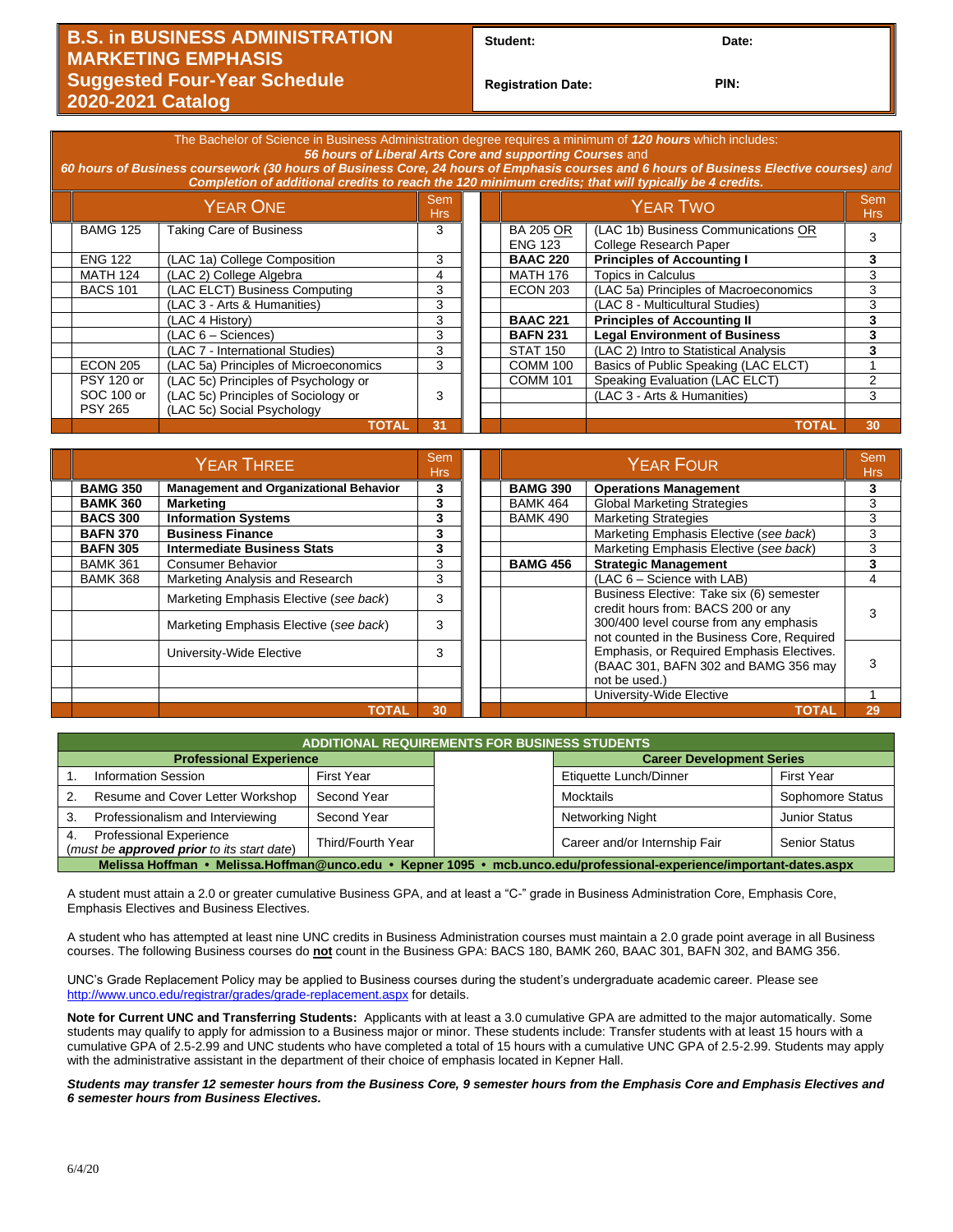# B.S. in BUSINESS ADMINISTRATION MARKETING EMPHASIS
## Suggested Four-Year Schedule
## 2020-2021 Catalog

**Student:** **Date:**

**Registration Date:** **PIN:**

The Bachelor of Science in Business Administration degree requires a minimum of ***120 hours*** which includes:
***56 hours of Liberal Arts Core and supporting Courses*** and
***60 hours of Business coursework (30 hours of Business Core, 24 hours of Emphasis courses and 6 hours of Business Elective courses)*** *and*
***Completion of additional credits to reach the 120 minimum credits; that will typically be 4 credits.***

| YEAR ONE | | Sem Hrs |
|---|---|---|
| BAMG 125 | Taking Care of Business | 3 |
| ENG 122 | (LAC 1a) College Composition | 3 |
| MATH 124 | (LAC 2) College Algebra | 4 |
| BACS 101 | (LAC ELCT) Business Computing | 3 |
| | (LAC 3 - Arts & Humanities) | 3 |
| | (LAC 4 History) | 3 |
| | (LAC 6 – Sciences) | 3 |
| | (LAC 7 - International Studies) | 3 |
| ECON 205 | (LAC 5a) Principles of Microeconomics | 3 |
| PSY 120 or SOC 100 or PSY 265 | (LAC 5c) Principles of Psychology or (LAC 5c) Principles of Sociology or (LAC 5c) Social Psychology | 3 |
| | **TOTAL** | **31** |

| YEAR TWO | | Sem Hrs |
|---|---|---|
| BA 205 OR ENG 123 | (LAC 1b) Business Communications OR College Research Paper | 3 |
| **BAAC 220** | **Principles of Accounting I** | **3** |
| MATH 176 | Topics in Calculus | 3 |
| ECON 203 | (LAC 5a) Principles of Macroeconomics | 3 |
| | (LAC 8 - Multicultural Studies) | 3 |
| **BAAC 221** | **Principles of Accounting II** | **3** |
| **BAFN 231** | **Legal Environment of Business** | **3** |
| STAT 150 | (LAC 2) Intro to Statistical Analysis | 3 |
| COMM 100 | Basics of Public Speaking (LAC ELCT) | 1 |
| COMM 101 | Speaking Evaluation (LAC ELCT) | 2 |
| | (LAC 3 - Arts & Humanities) | 3 |
| | **TOTAL** | **30** |

| YEAR THREE | | Sem Hrs |
|---|---|---|
| **BAMG 350** | **Management and Organizational Behavior** | **3** |
| **BAMK 360** | **Marketing** | **3** |
| **BACS 300** | **Information Systems** | **3** |
| **BAFN 370** | **Business Finance** | **3** |
| **BAFN 305** | **Intermediate Business Stats** | **3** |
| BAMK 361 | Consumer Behavior | 3 |
| BAMK 368 | Marketing Analysis and Research | 3 |
| | Marketing Emphasis Elective (*see back*) | 3 |
| | Marketing Emphasis Elective (*see back*) | 3 |
| | University-Wide Elective | 3 |
| | **TOTAL** | **30** |

| YEAR FOUR | | Sem Hrs |
|---|---|---|
| **BAMG 390** | **Operations Management** | **3** |
| BAMK 464 | Global Marketing Strategies | 3 |
| BAMK 490 | Marketing Strategies | 3 |
| | Marketing Emphasis Elective (*see back*) | 3 |
| | Marketing Emphasis Elective (*see back*) | 3 |
| **BAMG 456** | **Strategic Management** | **3** |
| | (LAC 6 – Science with LAB) | 4 |
| | Business Elective: Take six (6) semester credit hours from: BACS 200 or any 300/400 level course from any emphasis not counted in the Business Core, Required Emphasis, or Required Emphasis Electives. (BAAC 301, BAFN 302 and BAMG 356 may not be used.) | 3 |
| | | 3 |
| | University-Wide Elective | 1 |
| | **TOTAL** | **29** |

## ADDITIONAL REQUIREMENTS FOR BUSINESS STUDENTS

| Professional Experience | | Career Development Series | |
|---|---|---|---|
| 1. Information Session | First Year | Etiquette Lunch/Dinner | First Year |
| 2. Resume and Cover Letter Workshop | Second Year | Mocktails | Sophomore Status |
| 3. Professionalism and Interviewing | Second Year | Networking Night | Junior Status |
| 4. Professional Experience (*must be **approved prior** to its start date*) | Third/Fourth Year | Career and/or Internship Fair | Senior Status |

**Melissa Hoffman • Melissa.Hoffman@unco.edu • Kepner 1095 • mcb.unco.edu/professional-experience/important-dates.aspx**

A student must attain a 2.0 or greater cumulative Business GPA, and at least a "C-" grade in Business Administration Core, Emphasis Core, Emphasis Electives and Business Electives.

A student who has attempted at least nine UNC credits in Business Administration courses must maintain a 2.0 grade point average in all Business courses. The following Business courses do **not** count in the Business GPA: BACS 180, BAMK 260, BAAC 301, BAFN 302, and BAMG 356.

UNC's Grade Replacement Policy may be applied to Business courses during the student's undergraduate academic career. Please see http://www.unco.edu/registrar/grades/grade-replacement.aspx for details.

**Note for Current UNC and Transferring Students:** Applicants with at least a 3.0 cumulative GPA are admitted to the major automatically. Some students may qualify to apply for admission to a Business major or minor. These students include: Transfer students with at least 15 hours with a cumulative GPA of 2.5-2.99 and UNC students who have completed a total of 15 hours with a cumulative UNC GPA of 2.5-2.99. Students may apply with the administrative assistant in the department of their choice of emphasis located in Kepner Hall.

***Students may transfer 12 semester hours from the Business Core, 9 semester hours from the Emphasis Core and Emphasis Electives and 6 semester hours from Business Electives.***

6/4/20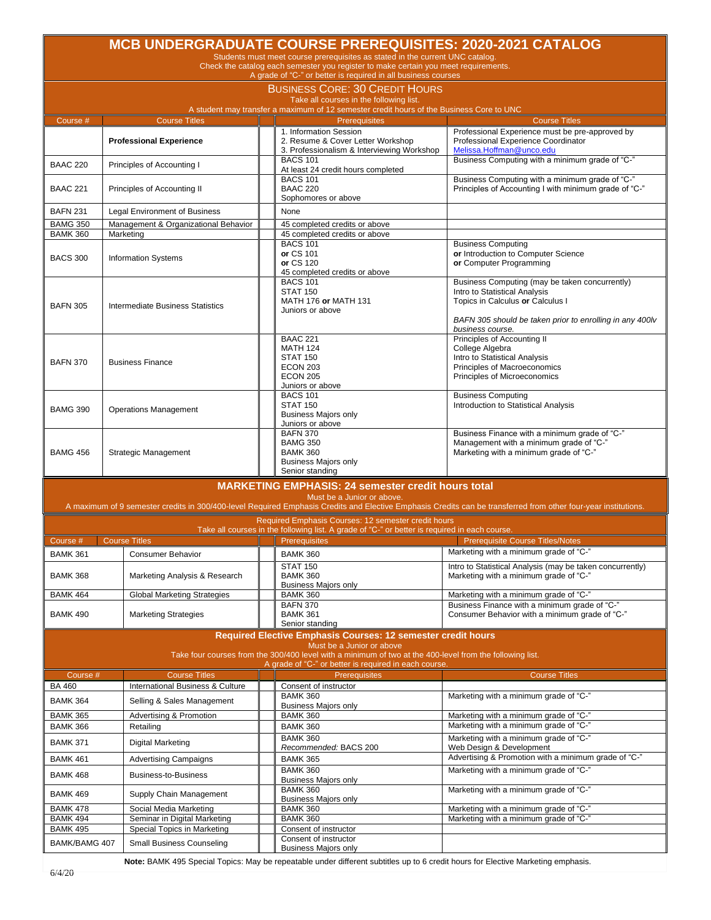# MCB UNDERGRADUATE COURSE PREREQUISITES: 2020-2021 CATALOG

Students must meet course prerequisites as stated in the current UNC catalog.
Check the catalog each semester you register to make certain you meet requirements.
A grade of "C-" or better is required in all business courses

## BUSINESS CORE: 30 CREDIT HOURS

Take all courses in the following list.
A student may transfer a maximum of 12 semester credit hours of the Business Core to UNC

| Course # | Course Titles | Prerequisites | Course Titles |
|---|---|---|---|
| | **Professional Experience** | 1. Information Session<br>2. Resume & Cover Letter Workshop<br>3. Professionalism & Interviewing Workshop | Professional Experience must be pre-approved by Professional Experience Coordinator<br>Melissa.Hoffman@unco.edu |
| BAAC 220 | Principles of Accounting I | BACS 101<br>At least 24 credit hours completed | Business Computing with a minimum grade of "C-" |
| BAAC 221 | Principles of Accounting II | BACS 101<br>BAAC 220<br>Sophomores or above | Business Computing with a minimum grade of "C-"<br>Principles of Accounting I with minimum grade of "C-" |
| BAFN 231 | Legal Environment of Business | None | |
| BAMG 350 | Management & Organizational Behavior | 45 completed credits or above | |
| BAMK 360 | Marketing | 45 completed credits or above | |
| BACS 300 | Information Systems | BACS 101<br>**or** CS 101<br>**or** CS 120<br>45 completed credits or above | Business Computing<br>**or** Introduction to Computer Science<br>**or** Computer Programming |
| BAFN 305 | Intermediate Business Statistics | BACS 101<br>STAT 150<br>MATH 176 **or** MATH 131<br>Juniors or above | Business Computing (may be taken concurrently)<br>Intro to Statistical Analysis<br>Topics in Calculus **or** Calculus I<br><br>*BAFN 305 should be taken prior to enrolling in any 400lv business course.* |
| BAFN 370 | Business Finance | BAAC 221<br>MATH 124<br>STAT 150<br>ECON 203<br>ECON 205<br>Juniors or above | Principles of Accounting II<br>College Algebra<br>Intro to Statistical Analysis<br>Principles of Macroeconomics<br>Principles of Microeconomics |
| BAMG 390 | Operations Management | BACS 101<br>STAT 150<br>Business Majors only<br>Juniors or above | Business Computing<br>Introduction to Statistical Analysis |
| BAMG 456 | Strategic Management | BAFN 370<br>BAMG 350<br>BAMK 360<br>Business Majors only<br>Senior standing | Business Finance with a minimum grade of "C-"<br>Management with a minimum grade of "C-"<br>Marketing with a minimum grade of "C-" |

## MARKETING EMPHASIS: 24 semester credit hours total

Must be a Junior or above.
A maximum of 9 semester credits in 300/400-level Required Emphasis Credits and Elective Emphasis Credits can be transferred from other four-year institutions.

### Required Emphasis Courses: 12 semester credit hours

Take all courses in the following list. A grade of "C-" or better is required in each course.

| Course # | Course Titles | Prerequisites | Prerequisite Course Titles/Notes |
|---|---|---|---|
| BAMK 361 | Consumer Behavior | BAMK 360 | Marketing with a minimum grade of "C-" |
| BAMK 368 | Marketing Analysis & Research | STAT 150<br>BAMK 360<br>Business Majors only | Intro to Statistical Analysis (may be taken concurrently)<br>Marketing with a minimum grade of "C-" |
| BAMK 464 | Global Marketing Strategies | BAMK 360 | Marketing with a minimum grade of "C-" |
| BAMK 490 | Marketing Strategies | BAFN 370<br>BAMK 361<br>Senior standing | Business Finance with a minimum grade of "C-"<br>Consumer Behavior with a minimum grade of "C-" |

### Required Elective Emphasis Courses: 12 semester credit hours

Must be a Junior or above
Take four courses from the 300/400 level with a minimum of two at the 400-level from the following list.
A grade of "C-" or better is required in each course.

| Course # | Course Titles | Prerequisites | Course Titles |
|---|---|---|---|
| BA 460 | International Business & Culture | Consent of instructor | |
| BAMK 364 | Selling & Sales Management | BAMK 360<br>Business Majors only | Marketing with a minimum grade of "C-" |
| BAMK 365 | Advertising & Promotion | BAMK 360 | Marketing with a minimum grade of "C-" |
| BAMK 366 | Retailing | BAMK 360 | Marketing with a minimum grade of "C-" |
| BAMK 371 | Digital Marketing | BAMK 360<br>*Recommended:* BACS 200 | Marketing with a minimum grade of "C-"<br>Web Design & Development |
| BAMK 461 | Advertising Campaigns | BAMK 365 | Advertising & Promotion with a minimum grade of "C-" |
| BAMK 468 | Business-to-Business | BAMK 360<br>Business Majors only | Marketing with a minimum grade of "C-" |
| BAMK 469 | Supply Chain Management | BAMK 360<br>Business Majors only | Marketing with a minimum grade of "C-" |
| BAMK 478 | Social Media Marketing | BAMK 360 | Marketing with a minimum grade of "C-" |
| BAMK 494 | Seminar in Digital Marketing | BAMK 360 | Marketing with a minimum grade of "C-" |
| BAMK 495 | Special Topics in Marketing | Consent of instructor | |
| BAMK/BAMG 407 | Small Business Counseling | Consent of instructor<br>Business Majors only | |

**Note:** BAMK 495 Special Topics: May be repeatable under different subtitles up to 6 credit hours for Elective Marketing emphasis.

6/4/20